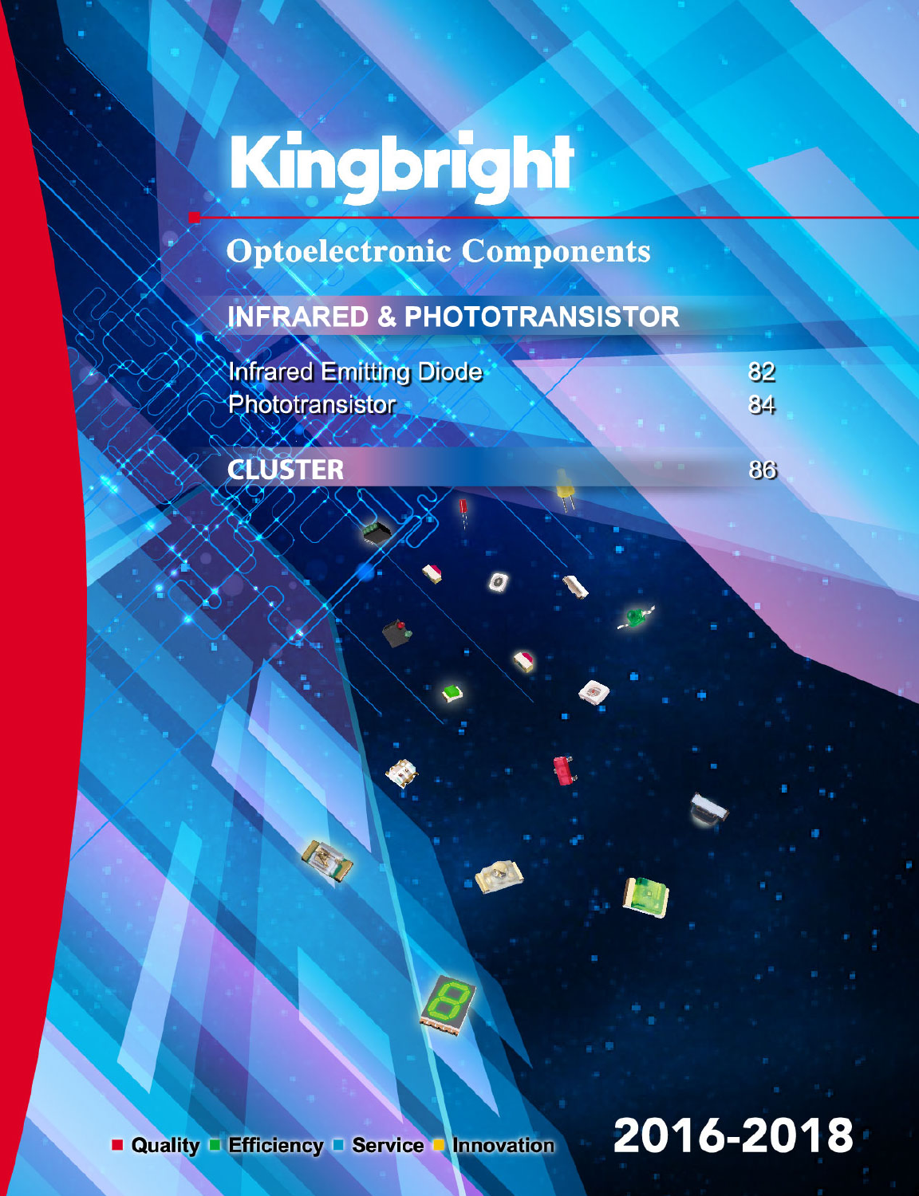# Kingbright

## Optoelectronic Components

### INFRARED & PHOTOTRANSISTOR

| | |
|---|---|
| Infrared Emitting Diode | 82 |
| Phototransistor | 84 |

### CLUSTER 86

Quality Efficiency Service Innovation

2016-2018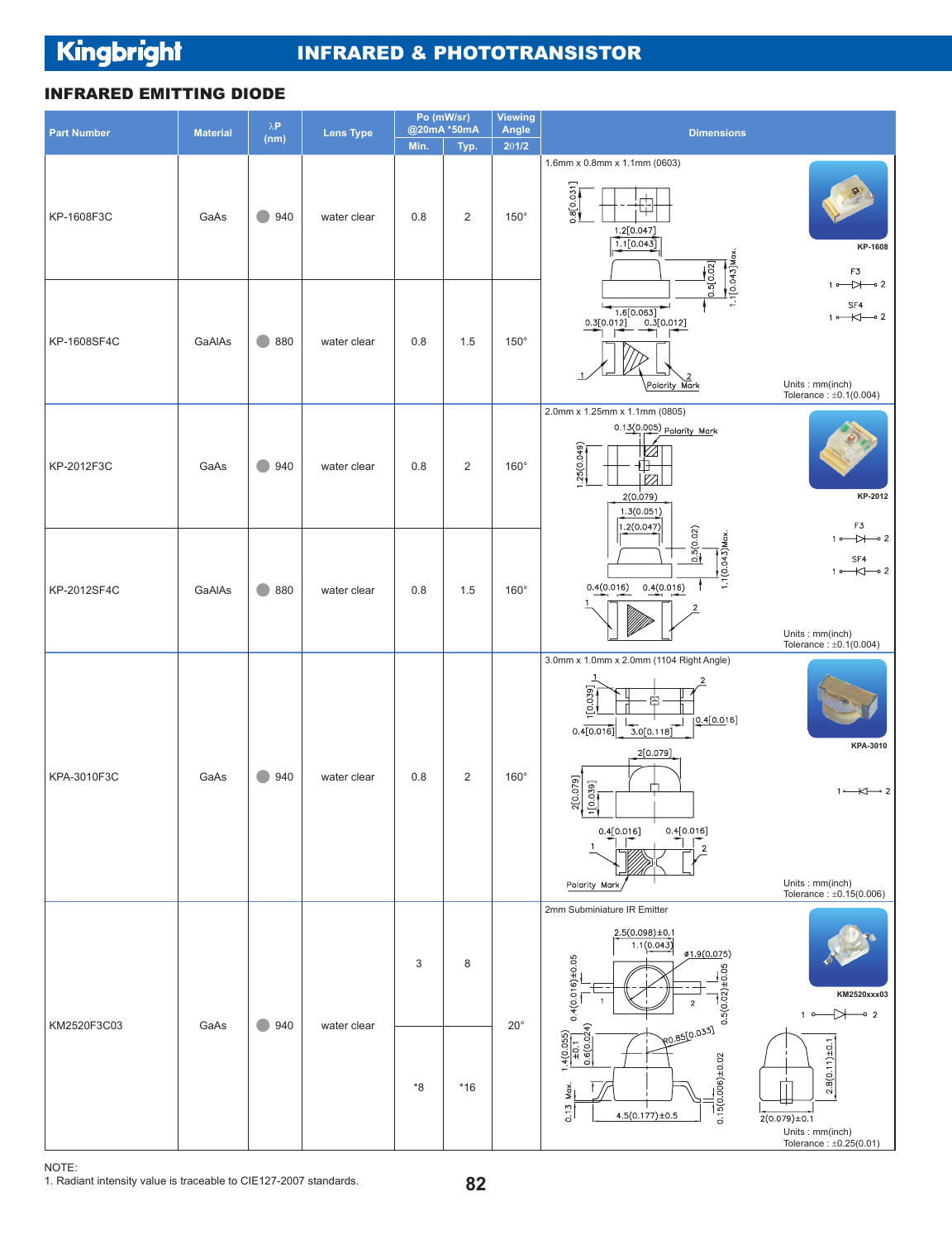# INFRARED & PHOTOTRANSISTOR

## INFRARED EMITTING DIODE

| Part Number | Material | λP (nm) | Lens Type | Po (mW/sr) @20mA *50mA | | Viewing Angle | Dimensions |
|---|---|---|---|---|---|---|---|
| | | | | Min. | Typ. | 2θ1/2 | |
| KP-1608F3C | GaAs | 940 | water clear | 0.8 | 2 | 150° | 1.6mm x 0.8mm x 1.1mm (0603) Units : mm(inch) Tolerance : ±0.1(0.004) |
| KP-1608SF4C | GaAlAs | 880 | water clear | 0.8 | 1.5 | 150° | |
| KP-2012F3C | GaAs | 940 | water clear | 0.8 | 2 | 160° | 2.0mm x 1.25mm x 1.1mm (0805) Units : mm(inch) Tolerance : ±0.1(0.004) |
| KP-2012SF4C | GaAlAs | 880 | water clear | 0.8 | 1.5 | 160° | |
| KPA-3010F3C | GaAs | 940 | water clear | 0.8 | 2 | 160° | 3.0mm x 1.0mm x 2.0mm (1104 Right Angle) Units : mm(inch) Tolerance : ±0.15(0.006) |
| KM2520F3C03 | GaAs | 940 | water clear | 3 | 8 | 20° | 2mm Subminiature IR Emitter Units : mm(inch) Tolerance : ±0.25(0.01) |
| | | | | *8 | *16 | | |

NOTE:
1. Radiant intensity value is traceable to CIE127-2007 standards.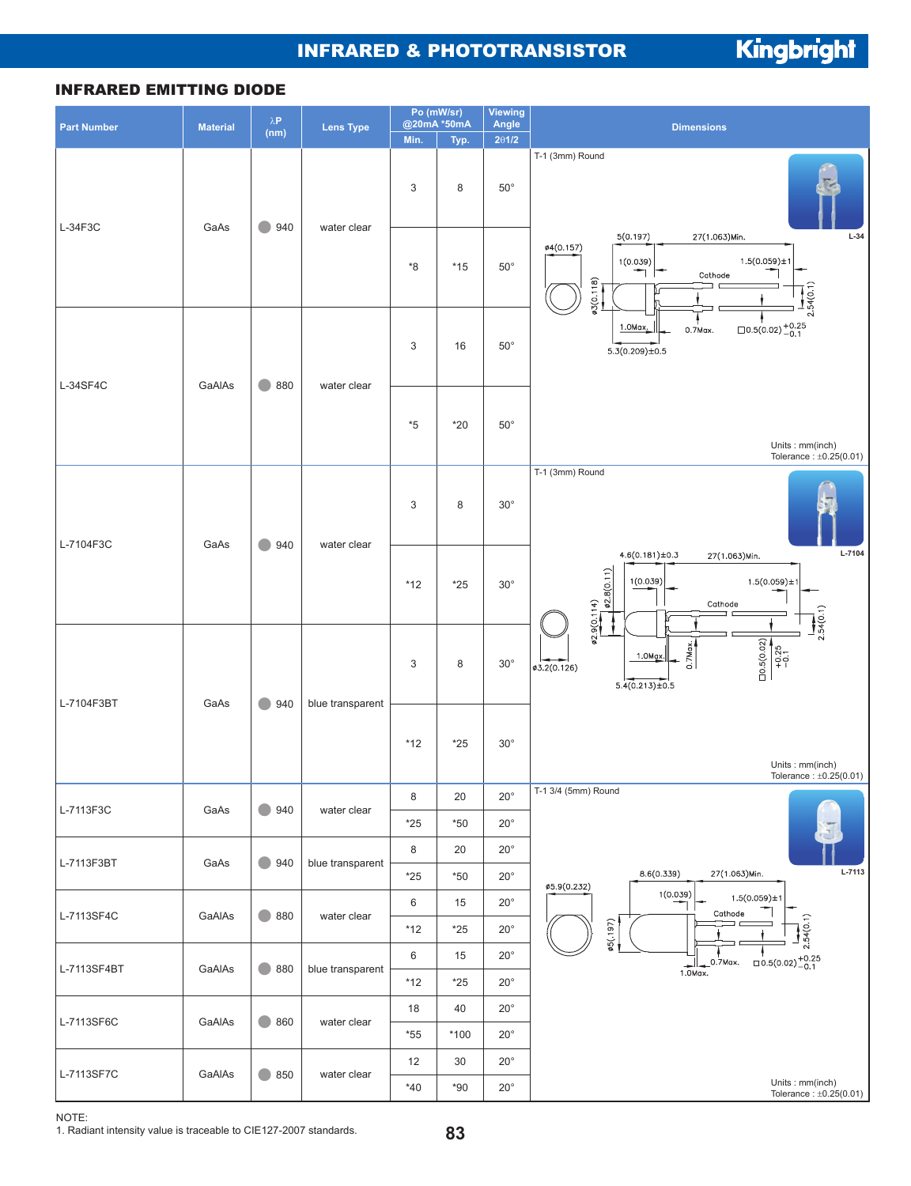## INFRARED & PHOTOTRANSISTOR

### INFRARED EMITTING DIODE

| Part Number | Material | λP (nm) | Lens Type | Po (mW/sr) @20mA *50mA Min. | Po (mW/sr) @20mA *50mA Typ. | Viewing Angle 2θ1/2 | Dimensions |
|---|---|---|---|---|---|---|---|
| L-34F3C | GaAs | 940 | water clear | 3 | 8 | 50° | T-1 (3mm) Round, L-34 |
| | | | | *8 | *15 | 50° | |
| L-34SF4C | GaAlAs | 880 | water clear | 3 | 16 | 50° | |
| | | | | *5 | *20 | 50° | Units : mm(inch) Tolerance : ±0.25(0.01) |
| L-7104F3C | GaAs | 940 | water clear | 3 | 8 | 30° | T-1 (3mm) Round, L-7104 |
| | | | | *12 | *25 | 30° | |
| L-7104F3BT | GaAs | 940 | blue transparent | 3 | 8 | 30° | |
| | | | | *12 | *25 | 30° | Units : mm(inch) Tolerance : ±0.25(0.01) |
| L-7113F3C | GaAs | 940 | water clear | 8 | 20 | 20° | T-1 3/4 (5mm) Round, L-7113 |
| | | | | *25 | *50 | 20° | |
| L-7113F3BT | GaAs | 940 | blue transparent | 8 | 20 | 20° | |
| | | | | *25 | *50 | 20° | |
| L-7113SF4C | GaAlAs | 880 | water clear | 6 | 15 | 20° | |
| | | | | *12 | *25 | 20° | |
| L-7113SF4BT | GaAlAs | 880 | blue transparent | 6 | 15 | 20° | |
| | | | | *12 | *25 | 20° | |
| L-7113SF6C | GaAlAs | 860 | water clear | 18 | 40 | 20° | |
| | | | | *55 | *100 | 20° | |
| L-7113SF7C | GaAlAs | 850 | water clear | 12 | 30 | 20° | |
| | | | | *40 | *90 | 20° | Units : mm(inch) Tolerance : ±0.25(0.01) |

NOTE:
1. Radiant intensity value is traceable to CIE127-2007 standards.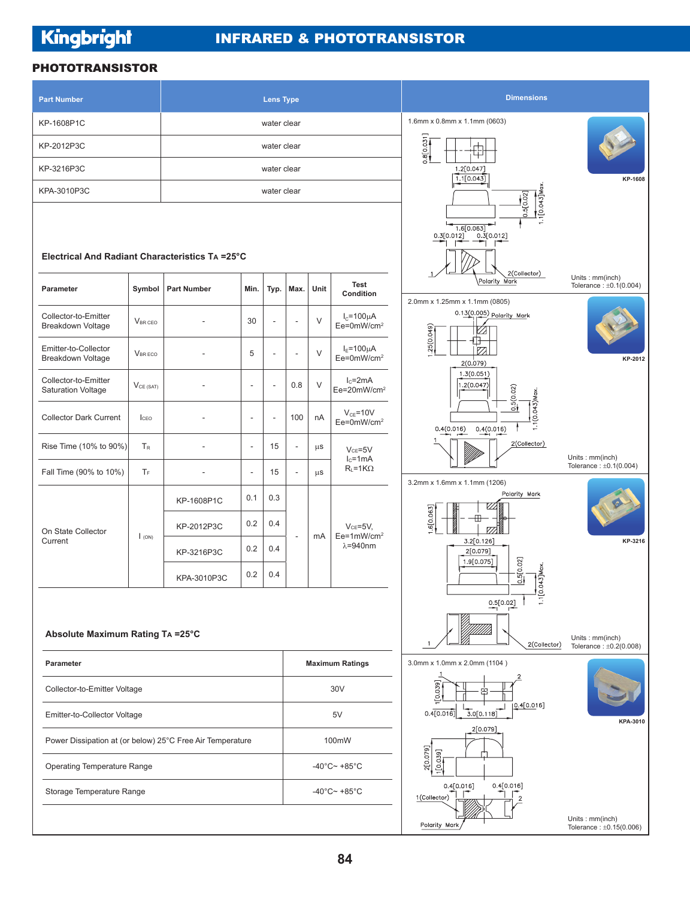# INFRARED & PHOTOTRANSISTOR

## PHOTOTRANSISTOR

| Part Number | Lens Type |
|---|---|
| KP-1608P1C | water clear |
| KP-2012P3C | water clear |
| KP-3216P3C | water clear |
| KPA-3010P3C | water clear |

### Electrical And Radiant Characteristics $T_A$ =25°C

| Parameter | Symbol | Part Number | Min. | Typ. | Max. | Unit | Test Condition |
|---|---|---|---|---|---|---|---|
| Collector-to-Emitter Breakdown Voltage | $V_{BR\,CEO}$ | - | 30 | - | - | V | $I_C$=100μA Ee=0mW/cm² |
| Emitter-to-Collector Breakdown Voltage | $V_{BR\,ECO}$ | - | 5 | - | - | V | $I_E$=100μA Ee=0mW/cm² |
| Collector-to-Emitter Saturation Voltage | $V_{CE\,(SAT)}$ | - | - | - | 0.8 | V | $I_C$=2mA Ee=20mW/cm² |
| Collector Dark Current | $I_{CEO}$ | - | - | - | 100 | nA | $V_{CE}$=10V Ee=0mW/cm² |
| Rise Time (10% to 90%) | $T_R$ | - | - | 15 | - | μs | $V_{CE}$=5V $I_C$=1mA $R_L$=1KΩ |
| Fall Time (90% to 10%) | $T_F$ | - | - | 15 | - | μs | |
| On State Collector Current | $I_{(ON)}$ | KP-1608P1C | 0.1 | 0.3 | - | mA | $V_{CE}$=5V, Ee=1mW/cm² λ=940nm |
| | | KP-2012P3C | 0.2 | 0.4 | | | |
| | | KP-3216P3C | 0.2 | 0.4 | | | |
| | | KPA-3010P3C | 0.2 | 0.4 | | | |

### Absolute Maximum Rating $T_A$ =25°C

| Parameter | Maximum Ratings |
|---|---|
| Collector-to-Emitter Voltage | 30V |
| Emitter-to-Collector Voltage | 5V |
| Power Dissipation at (or below) 25°C Free Air Temperature | 100mW |
| Operating Temperature Range | -40°C~ +85°C |
| Storage Temperature Range | -40°C~ +85°C |

### Dimensions

**KP-1608** — 1.6mm x 0.8mm x 1.1mm (0603)

Units : mm(inch)
Tolerance : ±0.1(0.004)

**KP-2012** — 2.0mm x 1.25mm x 1.1mm (0805)

Units : mm(inch)
Tolerance : ±0.1(0.004)

**KP-3216** — 3.2mm x 1.6mm x 1.1mm (1206)

Units : mm(inch)
Tolerance : ±0.2(0.008)

**KPA-3010** — 3.0mm x 1.0mm x 2.0mm (1104 )

Units : mm(inch)
Tolerance : ±0.15(0.006)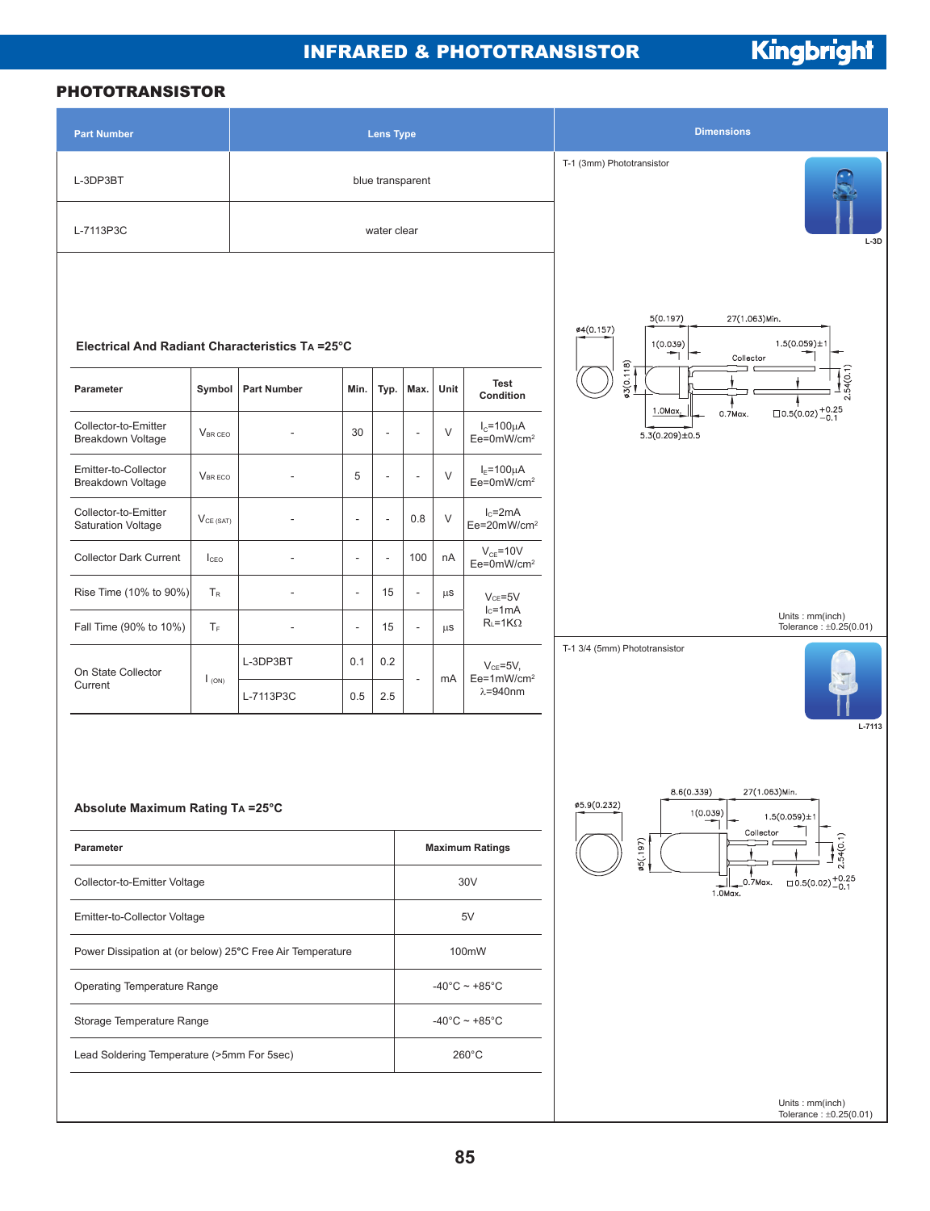## PHOTOTRANSISTOR

| Part Number | Lens Type |
|---|---|
| L-3DP3BT | blue transparent |
| L-7113P3C | water clear |

### Dimensions

T-1 (3mm) Phototransistor

L-3D

ø4(0.157), 5(0.197), 27(1.063)Min., 1(0.039), 1.5(0.059)±1, Collector, ø3(0.118), 2.54(0.1), 1.0Max., 0.7Max., □0.5(0.02) $^{+0.25}_{-0.1}$, 5.3(0.209)±0.5

Units : mm(inch)
Tolerance : ±0.25(0.01)

T-1 3/4 (5mm) Phototransistor

L-7113

ø5.9(0.232), 8.6(0.339), 27(1.063)Min., 1(0.039), 1.5(0.059)±1, Collector, ø5(.197), 2.54(0.1), 0.7Max., 1.0Max., □0.5(0.02) $^{+0.25}_{-0.1}$

Units : mm(inch)
Tolerance : ±0.25(0.01)

### Electrical And Radiant Characteristics $T_A$ =25°C

| Parameter | Symbol | Part Number | Min. | Typ. | Max. | Unit | Test Condition |
|---|---|---|---|---|---|---|---|
| Collector-to-Emitter Breakdown Voltage | $V_{BR\ CEO}$ | - | 30 | - | - | V | $I_C$=100μA Ee=0mW/cm² |
| Emitter-to-Collector Breakdown Voltage | $V_{BR\ ECO}$ | - | 5 | - | - | V | $I_E$=100μA Ee=0mW/cm² |
| Collector-to-Emitter Saturation Voltage | $V_{CE\ (SAT)}$ | - | - | - | 0.8 | V | $I_C$=2mA Ee=20mW/cm² |
| Collector Dark Current | $I_{CEO}$ | - | - | - | 100 | nA | $V_{CE}$=10V Ee=0mW/cm² |
| Rise Time (10% to 90%) | $T_R$ | - | - | 15 | - | μs | $V_{CE}$=5V $I_C$=1mA $R_L$=1KΩ |
| Fall Time (90% to 10%) | $T_F$ | - | - | 15 | - | μs | |
| On State Collector Current | $I_{(ON)}$ | L-3DP3BT | 0.1 | 0.2 | - | mA | $V_{CE}$=5V, Ee=1mW/cm² λ=940nm |
| | | L-7113P3C | 0.5 | 2.5 | | | |

### Absolute Maximum Rating $T_A$ =25°C

| Parameter | Maximum Ratings |
|---|---|
| Collector-to-Emitter Voltage | 30V |
| Emitter-to-Collector Voltage | 5V |
| Power Dissipation at (or below) 25°C Free Air Temperature | 100mW |
| Operating Temperature Range | -40°C ~ +85°C |
| Storage Temperature Range | -40°C ~ +85°C |
| Lead Soldering Temperature (>5mm For 5sec) | 260°C |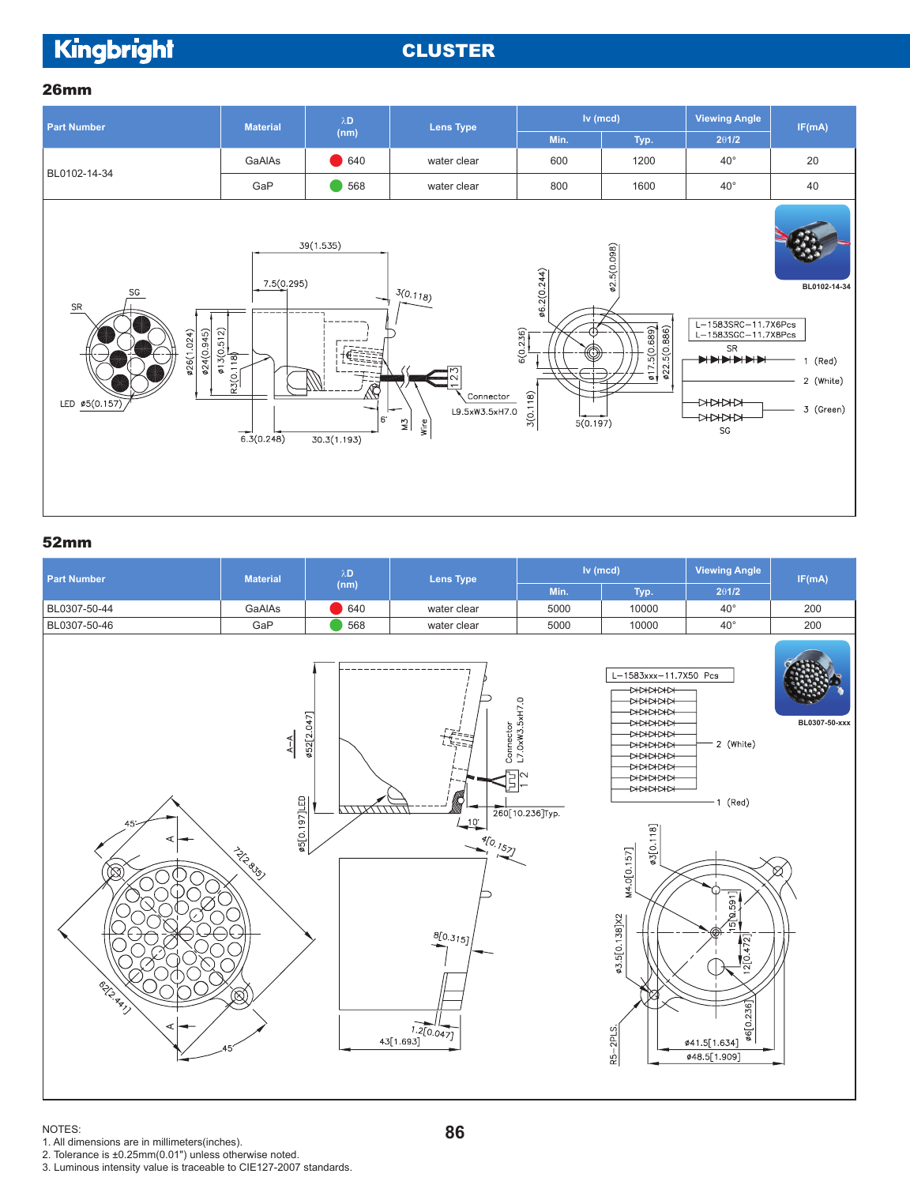# CLUSTER

## 26mm

| Part Number | Material | λD (nm) | Lens Type | Iv (mcd) | | Viewing Angle | IF(mA) |
|---|---|---|---|---|---|---|---|
| | | | | Min. | Typ. | 2θ1/2 | |
| BL0102-14-34 | GaAlAs | 640 | water clear | 600 | 1200 | 40° | 20 |
| | GaP | 568 | water clear | 800 | 1600 | 40° | 40 |

BL0102-14-34

39(1.535)
7.5(0.295)
3(0.118)
SG
SR
LED ø5(0.157)
ø26(1.024)
ø24(0.945)
ø13(0.512)
R3(0.118)
6.3(0.248)
30.3(1.193)
6°
M3
Wire
Connector
L9.5xW3.5xH7.0
ø6.2(0.244)
ø2.5(0.098)
6(0.236)
3(0.118)
5(0.197)
ø17.5(0.689)
ø22.5(0.886)
L-1583SRC-11.7X6Pcs
L-1583SGC-11.7X8Pcs
SR
1 (Red)
2 (White)
3 (Green)
SG

## 52mm

| Part Number | Material | λD (nm) | Lens Type | Iv (mcd) | | Viewing Angle | IF(mA) |
|---|---|---|---|---|---|---|---|
| | | | | Min. | Typ. | 2θ1/2 | |
| BL0307-50-44 | GaAlAs | 640 | water clear | 5000 | 10000 | 40° | 200 |
| BL0307-50-46 | GaP | 568 | water clear | 5000 | 10000 | 40° | 200 |

BL0307-50-xxx

A-A
ø52[2.047]
ø5[0.197]LED
Connector L7.0xW3.5xH7.0
260[10.236]Typ.
10°
4[0.157]
8[0.315]
1.2[0.047]
43[1.693]
45°
72[2.835]
62[2.441]
L-1583xxx-11.7X50 Pcs
2 (White)
1 (Red)
M4.0[0.157]
ø3[0.118]
ø3.5[0.138]X2
15[0.591]
12[0.472]
ø6[0.236]
R5-2PLS.
ø41.5[1.634]
ø48.5[1.909]

NOTES:
1. All dimensions are in millimeters(inches).
2. Tolerance is ±0.25mm(0.01") unless otherwise noted.
3. Luminous intensity value is traceable to CIE127-2007 standards.